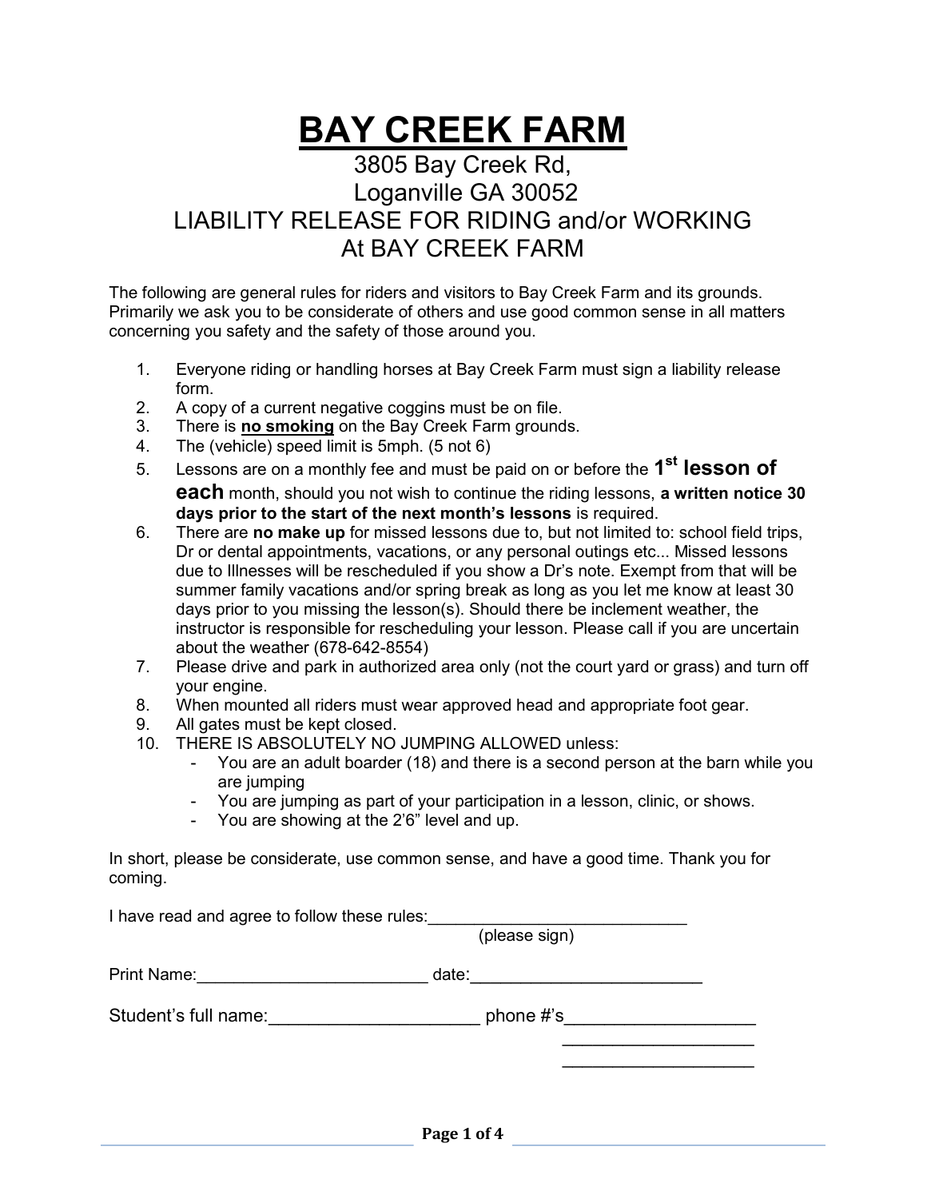# BAY CREEK FARM

## 3805 Bay Creek Rd,
## Loganville GA 30052
## LIABILITY RELEASE FOR RIDING and/or WORKING At BAY CREEK FARM

The following are general rules for riders and visitors to Bay Creek Farm and its grounds. Primarily we ask you to be considerate of others and use good common sense in all matters concerning you safety and the safety of those around you.

1. Everyone riding or handling horses at Bay Creek Farm must sign a liability release form.
2. A copy of a current negative coggins must be on file.
3. There is **no smoking** on the Bay Creek Farm grounds.
4. The (vehicle) speed limit is 5mph. (5 not 6)
5. Lessons are on a monthly fee and must be paid on or before the **1st lesson of each** month, should you not wish to continue the riding lessons, **a written notice 30 days prior to the start of the next month's lessons** is required.
6. There are **no make up** for missed lessons due to, but not limited to: school field trips, Dr or dental appointments, vacations, or any personal outings etc... Missed lessons due to Illnesses will be rescheduled if you show a Dr's note. Exempt from that will be summer family vacations and/or spring break as long as you let me know at least 30 days prior to you missing the lesson(s). Should there be inclement weather, the instructor is responsible for rescheduling your lesson. Please call if you are uncertain about the weather (678-642-8554)
7. Please drive and park in authorized area only (not the court yard or grass) and turn off your engine.
8. When mounted all riders must wear approved head and appropriate foot gear.
9. All gates must be kept closed.
10. THERE IS ABSOLUTELY NO JUMPING ALLOWED unless:
    - You are an adult boarder (18) and there is a second person at the barn while you are jumping
    - You are jumping as part of your participation in a lesson, clinic, or shows.
    - You are showing at the 2'6" level and up.

In short, please be considerate, use common sense, and have a good time. Thank you for coming.

I have read and agree to follow these rules:___________________________
(please sign)

Print Name:________________________ date:________________________

Student's full name:_____________________ phone #'s___________________
___________________
___________________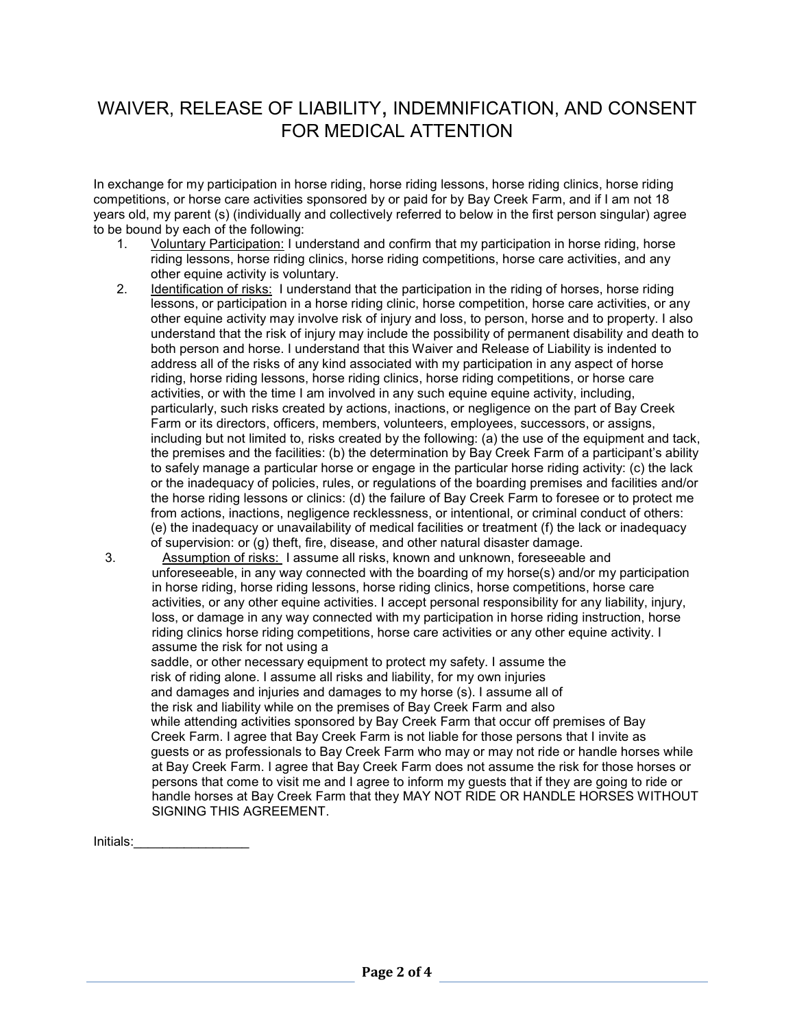# WAIVER, RELEASE OF LIABILITY, INDEMNIFICATION, AND CONSENT FOR MEDICAL ATTENTION

In exchange for my participation in horse riding, horse riding lessons, horse riding clinics, horse riding competitions, or horse care activities sponsored by or paid for by Bay Creek Farm, and if I am not 18 years old, my parent (s) (individually and collectively referred to below in the first person singular) agree to be bound by each of the following:

1. Voluntary Participation: I understand and confirm that my participation in horse riding, horse riding lessons, horse riding clinics, horse riding competitions, horse care activities, and any other equine activity is voluntary.
2. Identification of risks: I understand that the participation in the riding of horses, horse riding lessons, or participation in a horse riding clinic, horse competition, horse care activities, or any other equine activity may involve risk of injury and loss, to person, horse and to property. I also understand that the risk of injury may include the possibility of permanent disability and death to both person and horse. I understand that this Waiver and Release of Liability is indented to address all of the risks of any kind associated with my participation in any aspect of horse riding, horse riding lessons, horse riding clinics, horse riding competitions, or horse care activities, or with the time I am involved in any such equine equine activity, including, particularly, such risks created by actions, inactions, or negligence on the part of Bay Creek Farm or its directors, officers, members, volunteers, employees, successors, or assigns, including but not limited to, risks created by the following: (a) the use of the equipment and tack, the premises and the facilities: (b) the determination by Bay Creek Farm of a participant's ability to safely manage a particular horse or engage in the particular horse riding activity: (c) the lack or the inadequacy of policies, rules, or regulations of the boarding premises and facilities and/or the horse riding lessons or clinics: (d) the failure of Bay Creek Farm to foresee or to protect me from actions, inactions, negligence recklessness, or intentional, or criminal conduct of others: (e) the inadequacy or unavailability of medical facilities or treatment (f) the lack or inadequacy of supervision: or (g) theft, fire, disease, and other natural disaster damage.
3. Assumption of risks: I assume all risks, known and unknown, foreseeable and unforeseeable, in any way connected with the boarding of my horse(s) and/or my participation in horse riding, horse riding lessons, horse riding clinics, horse competitions, horse care activities, or any other equine activities. I accept personal responsibility for any liability, injury, loss, or damage in any way connected with my participation in horse riding instruction, horse riding clinics horse riding competitions, horse care activities or any other equine activity. I assume the risk for not using a saddle, or other necessary equipment to protect my safety. I assume the risk of riding alone. I assume all risks and liability, for my own injuries and damages and injuries and damages to my horse (s). I assume all of the risk and liability while on the premises of Bay Creek Farm and also while attending activities sponsored by Bay Creek Farm that occur off premises of Bay Creek Farm. I agree that Bay Creek Farm is not liable for those persons that I invite as guests or as professionals to Bay Creek Farm who may or may not ride or handle horses while at Bay Creek Farm. I agree that Bay Creek Farm does not assume the risk for those horses or persons that come to visit me and I agree to inform my guests that if they are going to ride or handle horses at Bay Creek Farm that they MAY NOT RIDE OR HANDLE HORSES WITHOUT SIGNING THIS AGREEMENT.

Initials:________________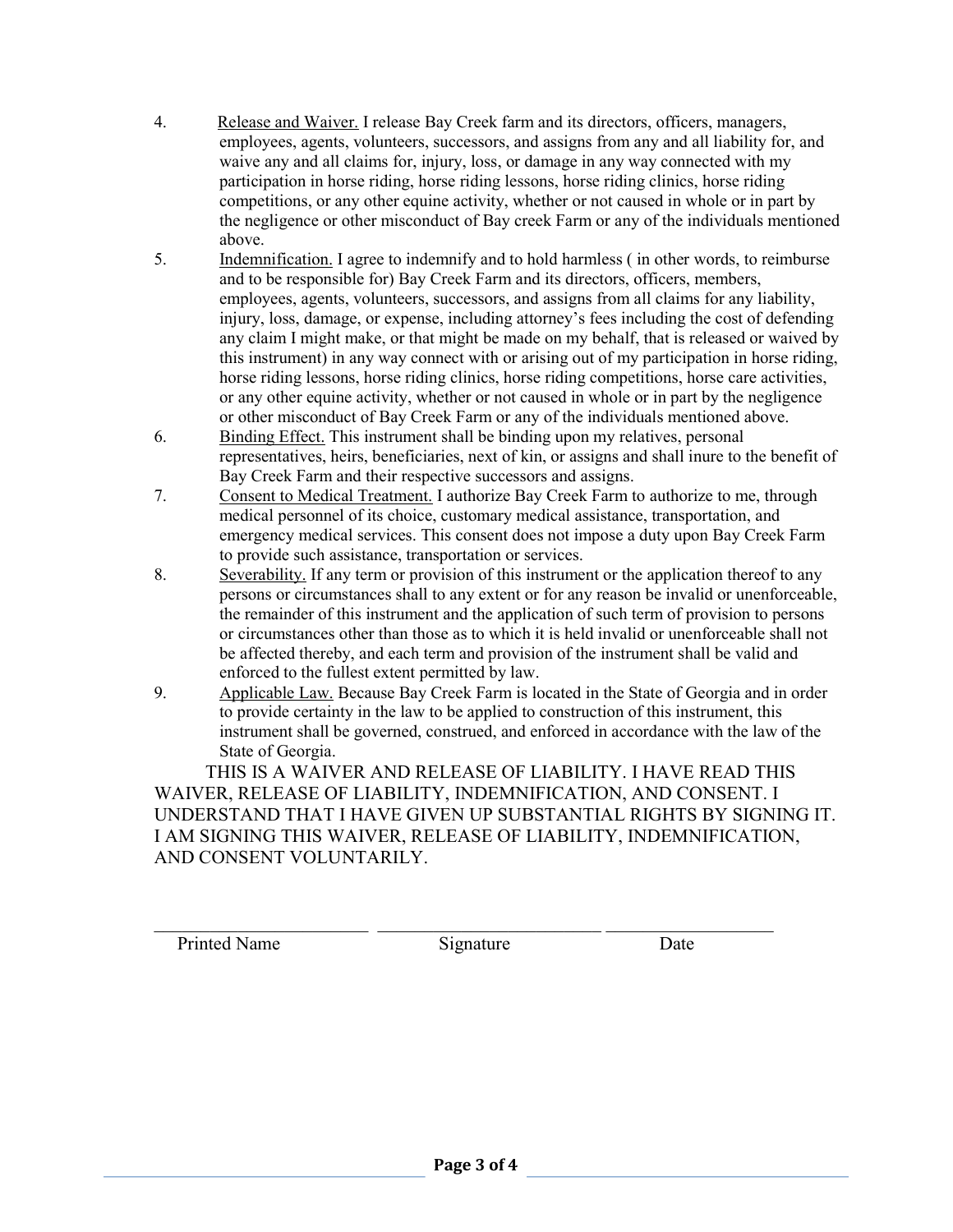4. Release and Waiver. I release Bay Creek farm and its directors, officers, managers, employees, agents, volunteers, successors, and assigns from any and all liability for, and waive any and all claims for, injury, loss, or damage in any way connected with my participation in horse riding, horse riding lessons, horse riding clinics, horse riding competitions, or any other equine activity, whether or not caused in whole or in part by the negligence or other misconduct of Bay creek Farm or any of the individuals mentioned above.
5. Indemnification. I agree to indemnify and to hold harmless ( in other words, to reimburse and to be responsible for) Bay Creek Farm and its directors, officers, members, employees, agents, volunteers, successors, and assigns from all claims for any liability, injury, loss, damage, or expense, including attorney's fees including the cost of defending any claim I might make, or that might be made on my behalf, that is released or waived by this instrument) in any way connect with or arising out of my participation in horse riding, horse riding lessons, horse riding clinics, horse riding competitions, horse care activities, or any other equine activity, whether or not caused in whole or in part by the negligence or other misconduct of Bay Creek Farm or any of the individuals mentioned above.
6. Binding Effect. This instrument shall be binding upon my relatives, personal representatives, heirs, beneficiaries, next of kin, or assigns and shall inure to the benefit of Bay Creek Farm and their respective successors and assigns.
7. Consent to Medical Treatment. I authorize Bay Creek Farm to authorize to me, through medical personnel of its choice, customary medical assistance, transportation, and emergency medical services. This consent does not impose a duty upon Bay Creek Farm to provide such assistance, transportation or services.
8. Severability. If any term or provision of this instrument or the application thereof to any persons or circumstances shall to any extent or for any reason be invalid or unenforceable, the remainder of this instrument and the application of such term of provision to persons or circumstances other than those as to which it is held invalid or unenforceable shall not be affected thereby, and each term and provision of the instrument shall be valid and enforced to the fullest extent permitted by law.
9. Applicable Law. Because Bay Creek Farm is located in the State of Georgia and in order to provide certainty in the law to be applied to construction of this instrument, this instrument shall be governed, construed, and enforced in accordance with the law of the State of Georgia.

THIS IS A WAIVER AND RELEASE OF LIABILITY. I HAVE READ THIS WAIVER, RELEASE OF LIABILITY, INDEMNIFICATION, AND CONSENT. I UNDERSTAND THAT I HAVE GIVEN UP SUBSTANTIAL RIGHTS BY SIGNING IT. I AM SIGNING THIS WAIVER, RELEASE OF LIABILITY, INDEMNIFICATION, AND CONSENT VOLUNTARILY.

\_\_\_\_\_\_\_\_\_\_\_\_\_\_\_\_\_\_\_\_\_\_\_\_ \_\_\_\_\_\_\_\_\_\_\_\_\_\_\_\_\_\_\_\_\_\_\_\_ \_\_\_\_\_\_\_\_\_\_\_\_\_\_\_\_\_\_

Printed Name Signature Date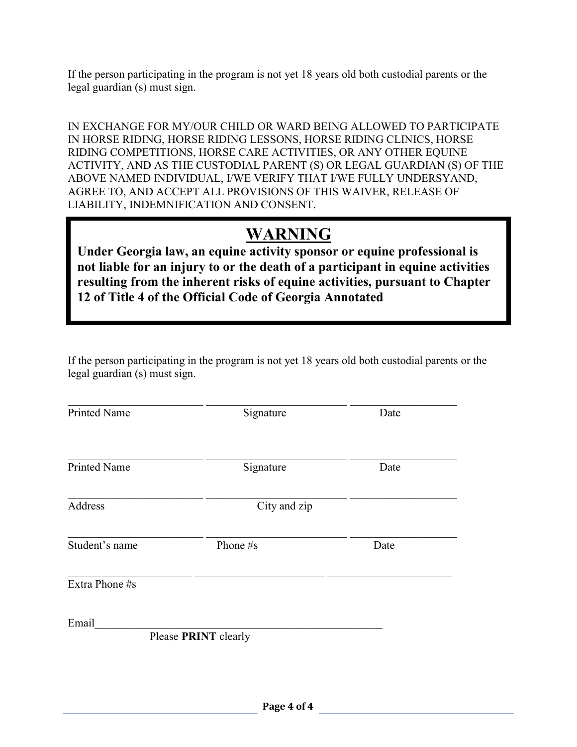If the person participating in the program is not yet 18 years old both custodial parents or the legal guardian (s) must sign.

IN EXCHANGE FOR MY/OUR CHILD OR WARD BEING ALLOWED TO PARTICIPATE IN HORSE RIDING, HORSE RIDING LESSONS, HORSE RIDING CLINICS, HORSE RIDING COMPETITIONS, HORSE CARE ACTIVITIES, OR ANY OTHER EQUINE ACTIVITY, AND AS THE CUSTODIAL PARENT (S) OR LEGAL GUARDIAN (S) OF THE ABOVE NAMED INDIVIDUAL, I/WE VERIFY THAT I/WE FULLY UNDERSYAND, AGREE TO, AND ACCEPT ALL PROVISIONS OF THIS WAIVER, RELEASE OF LIABILITY, INDEMNIFICATION AND CONSENT.

## WARNING

**Under Georgia law, an equine activity sponsor or equine professional is not liable for an injury to or the death of a participant in equine activities resulting from the inherent risks of equine activities, pursuant to Chapter 12 of Title 4 of the Official Code of Georgia Annotated**

If the person participating in the program is not yet 18 years old both custodial parents or the legal guardian (s) must sign.

_________________________ _________________________ ___________________
Printed Name Signature Date

_________________________ _________________________ ___________________
Printed Name Signature Date

_________________________ _________________________ ___________________
Address City and zip

_________________________ _________________________ ___________________
Student's name Phone #s Date

_________________________ _________________________ ___________________
Extra Phone #s

Email_____________________________________________________
Please **PRINT** clearly